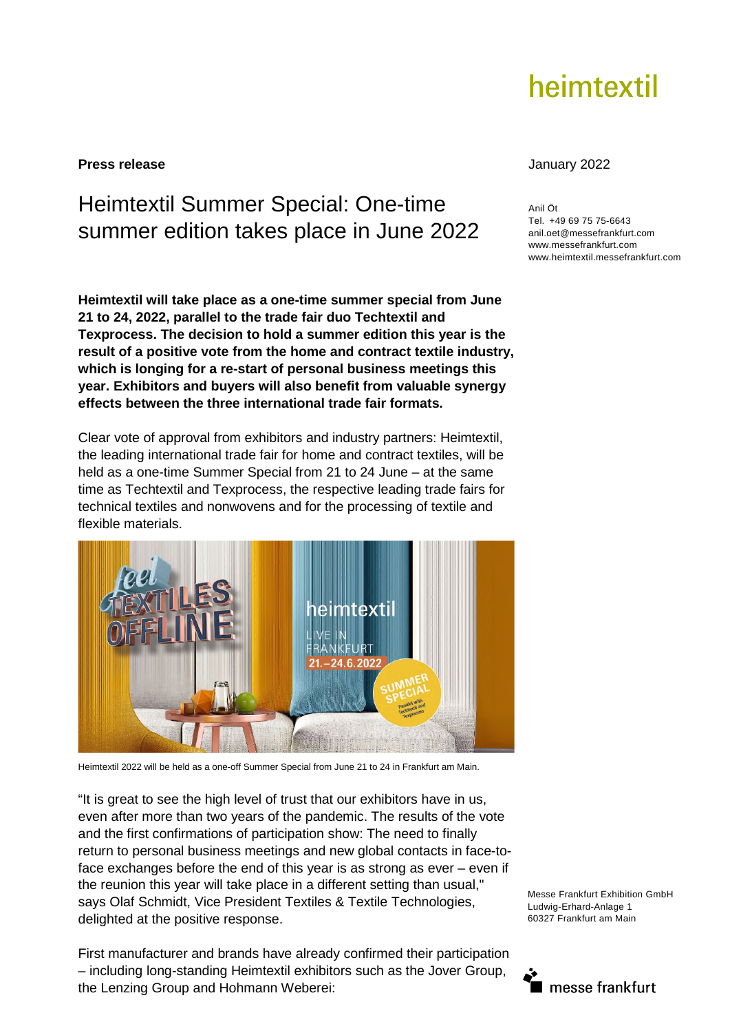heimtextil

**Press release**

January 2022

Anil Öt
Tel. +49 69 75 75-6643
anil.oet@messefrankfurt.com
www.messefrankfurt.com
www.heimtextil.messefrankfurt.com

# Heimtextil Summer Special: One-time summer edition takes place in June 2022

**Heimtextil will take place as a one-time summer special from June 21 to 24, 2022, parallel to the trade fair duo Techtextil and Texprocess. The decision to hold a summer edition this year is the result of a positive vote from the home and contract textile industry, which is longing for a re-start of personal business meetings this year. Exhibitors and buyers will also benefit from valuable synergy effects between the three international trade fair formats.**

Clear vote of approval from exhibitors and industry partners: Heimtextil, the leading international trade fair for home and contract textiles, will be held as a one-time Summer Special from 21 to 24 June – at the same time as Techtextil and Texprocess, the respective leading trade fairs for technical textiles and nonwovens and for the processing of textile and flexible materials.

Heimtextil 2022 will be held as a one-off Summer Special from June 21 to 24 in Frankfurt am Main.

"It is great to see the high level of trust that our exhibitors have in us, even after more than two years of the pandemic. The results of the vote and the first confirmations of participation show: The need to finally return to personal business meetings and new global contacts in face-to-face exchanges before the end of this year is as strong as ever – even if the reunion this year will take place in a different setting than usual," says Olaf Schmidt, Vice President Textiles & Textile Technologies, delighted at the positive response.

First manufacturer and brands have already confirmed their participation – including long-standing Heimtextil exhibitors such as the Jover Group, the Lenzing Group and Hohmann Weberei:

Messe Frankfurt Exhibition GmbH
Ludwig-Erhard-Anlage 1
60327 Frankfurt am Main

messe frankfurt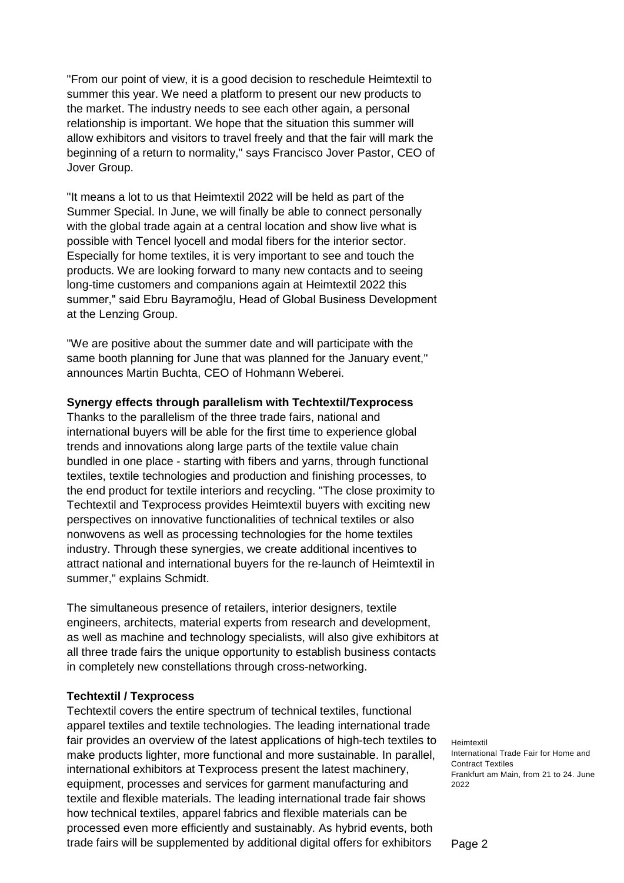"From our point of view, it is a good decision to reschedule Heimtextil to summer this year. We need a platform to present our new products to the market. The industry needs to see each other again, a personal relationship is important. We hope that the situation this summer will allow exhibitors and visitors to travel freely and that the fair will mark the beginning of a return to normality," says Francisco Jover Pastor, CEO of Jover Group.

"It means a lot to us that Heimtextil 2022 will be held as part of the Summer Special. In June, we will finally be able to connect personally with the global trade again at a central location and show live what is possible with Tencel lyocell and modal fibers for the interior sector. Especially for home textiles, it is very important to see and touch the products. We are looking forward to many new contacts and to seeing long-time customers and companions again at Heimtextil 2022 this summer," said Ebru Bayramoğlu, Head of Global Business Development at the Lenzing Group.

"We are positive about the summer date and will participate with the same booth planning for June that was planned for the January event," announces Martin Buchta, CEO of Hohmann Weberei.

**Synergy effects through parallelism with Techtextil/Texprocess**

Thanks to the parallelism of the three trade fairs, national and international buyers will be able for the first time to experience global trends and innovations along large parts of the textile value chain bundled in one place - starting with fibers and yarns, through functional textiles, textile technologies and production and finishing processes, to the end product for textile interiors and recycling. "The close proximity to Techtextil and Texprocess provides Heimtextil buyers with exciting new perspectives on innovative functionalities of technical textiles or also nonwovens as well as processing technologies for the home textiles industry. Through these synergies, we create additional incentives to attract national and international buyers for the re-launch of Heimtextil in summer," explains Schmidt.

The simultaneous presence of retailers, interior designers, textile engineers, architects, material experts from research and development, as well as machine and technology specialists, will also give exhibitors at all three trade fairs the unique opportunity to establish business contacts in completely new constellations through cross-networking.

**Techtextil / Texprocess**

Techtextil covers the entire spectrum of technical textiles, functional apparel textiles and textile technologies. The leading international trade fair provides an overview of the latest applications of high-tech textiles to make products lighter, more functional and more sustainable. In parallel, international exhibitors at Texprocess present the latest machinery, equipment, processes and services for garment manufacturing and textile and flexible materials. The leading international trade fair shows how technical textiles, apparel fabrics and flexible materials can be processed even more efficiently and sustainably. As hybrid events, both trade fairs will be supplemented by additional digital offers for exhibitors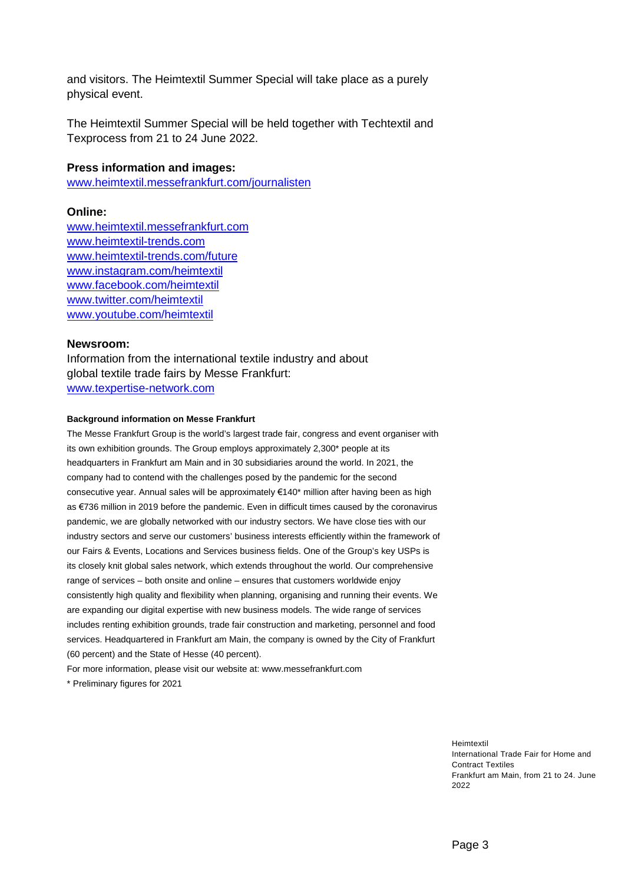and visitors. The Heimtextil Summer Special will take place as a purely physical event.

The Heimtextil Summer Special will be held together with Techtextil and Texprocess from 21 to 24 June 2022.

**Press information and images:**
www.heimtextil.messefrankfurt.com/journalisten

**Online:**
www.heimtextil.messefrankfurt.com
www.heimtextil-trends.com
www.heimtextil-trends.com/future
www.instagram.com/heimtextil
www.facebook.com/heimtextil
www.twitter.com/heimtextil
www.youtube.com/heimtextil

**Newsroom:**
Information from the international textile industry and about global textile trade fairs by Messe Frankfurt:
www.texpertise-network.com

**Background information on Messe Frankfurt**

The Messe Frankfurt Group is the world's largest trade fair, congress and event organiser with its own exhibition grounds. The Group employs approximately 2,300* people at its headquarters in Frankfurt am Main and in 30 subsidiaries around the world. In 2021, the company had to contend with the challenges posed by the pandemic for the second consecutive year. Annual sales will be approximately €140* million after having been as high as €736 million in 2019 before the pandemic. Even in difficult times caused by the coronavirus pandemic, we are globally networked with our industry sectors. We have close ties with our industry sectors and serve our customers' business interests efficiently within the framework of our Fairs & Events, Locations and Services business fields. One of the Group's key USPs is its closely knit global sales network, which extends throughout the world. Our comprehensive range of services – both onsite and online – ensures that customers worldwide enjoy consistently high quality and flexibility when planning, organising and running their events. We are expanding our digital expertise with new business models. The wide range of services includes renting exhibition grounds, trade fair construction and marketing, personnel and food services. Headquartered in Frankfurt am Main, the company is owned by the City of Frankfurt (60 percent) and the State of Hesse (40 percent).

For more information, please visit our website at: www.messefrankfurt.com

\* Preliminary figures for 2021

Heimtextil
International Trade Fair for Home and Contract Textiles
Frankfurt am Main, from 21 to 24. June 2022